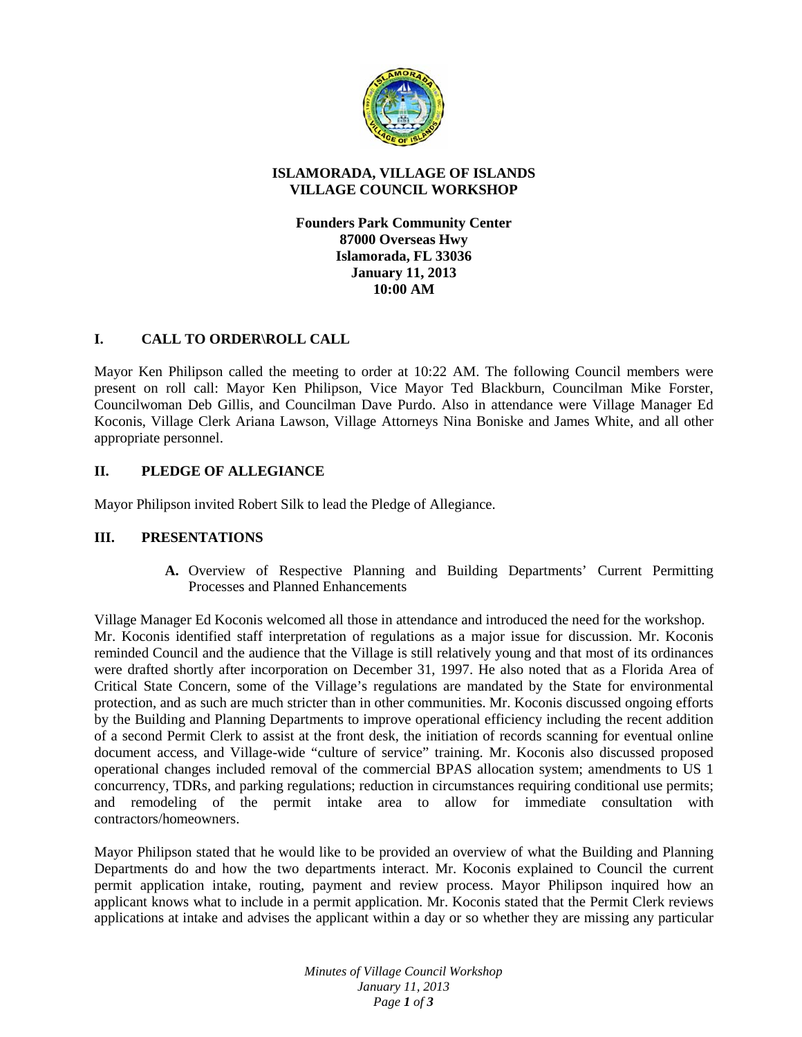# ISLAMORADA, VILLAGE OF ISLANDS
# VILLAGE COUNCIL WORKSHOP

**Founders Park Community Center**
**87000 Overseas Hwy**
**Islamorada, FL 33036**
**January 11, 2013**
**10:00 AM**

## I. CALL TO ORDER\ROLL CALL

Mayor Ken Philipson called the meeting to order at 10:22 AM. The following Council members were present on roll call: Mayor Ken Philipson, Vice Mayor Ted Blackburn, Councilman Mike Forster, Councilwoman Deb Gillis, and Councilman Dave Purdo. Also in attendance were Village Manager Ed Koconis, Village Clerk Ariana Lawson, Village Attorneys Nina Boniske and James White, and all other appropriate personnel.

## II. PLEDGE OF ALLEGIANCE

Mayor Philipson invited Robert Silk to lead the Pledge of Allegiance.

## III. PRESENTATIONS

**A.** Overview of Respective Planning and Building Departments' Current Permitting Processes and Planned Enhancements

Village Manager Ed Koconis welcomed all those in attendance and introduced the need for the workshop. Mr. Koconis identified staff interpretation of regulations as a major issue for discussion. Mr. Koconis reminded Council and the audience that the Village is still relatively young and that most of its ordinances were drafted shortly after incorporation on December 31, 1997. He also noted that as a Florida Area of Critical State Concern, some of the Village's regulations are mandated by the State for environmental protection, and as such are much stricter than in other communities. Mr. Koconis discussed ongoing efforts by the Building and Planning Departments to improve operational efficiency including the recent addition of a second Permit Clerk to assist at the front desk, the initiation of records scanning for eventual online document access, and Village-wide "culture of service" training. Mr. Koconis also discussed proposed operational changes included removal of the commercial BPAS allocation system; amendments to US 1 concurrency, TDRs, and parking regulations; reduction in circumstances requiring conditional use permits; and remodeling of the permit intake area to allow for immediate consultation with contractors/homeowners.

Mayor Philipson stated that he would like to be provided an overview of what the Building and Planning Departments do and how the two departments interact. Mr. Koconis explained to Council the current permit application intake, routing, payment and review process. Mayor Philipson inquired how an applicant knows what to include in a permit application. Mr. Koconis stated that the Permit Clerk reviews applications at intake and advises the applicant within a day or so whether they are missing any particular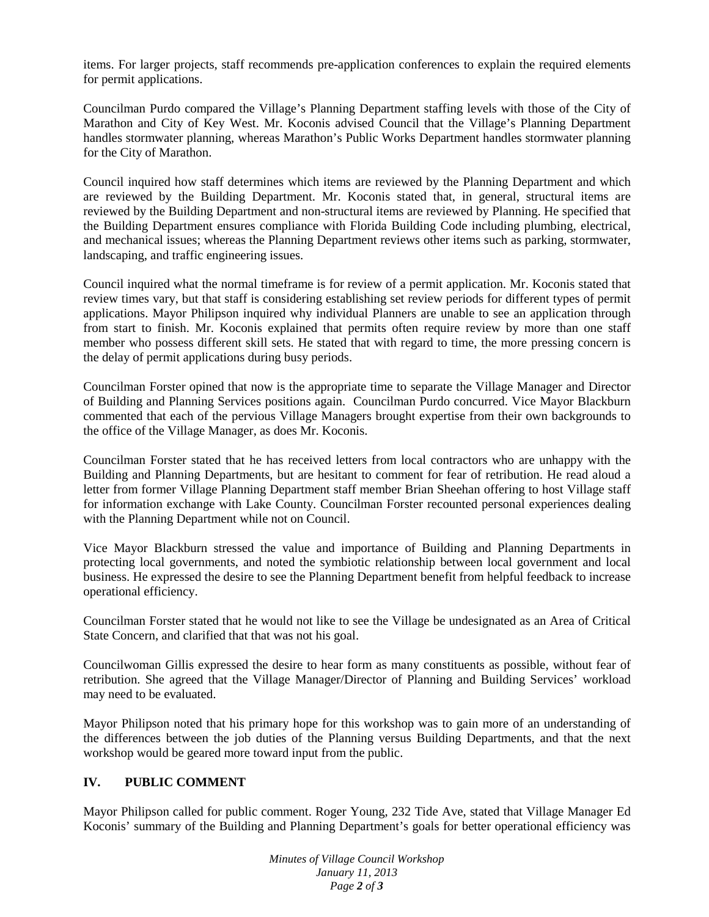items. For larger projects, staff recommends pre-application conferences to explain the required elements for permit applications.

Councilman Purdo compared the Village's Planning Department staffing levels with those of the City of Marathon and City of Key West. Mr. Koconis advised Council that the Village's Planning Department handles stormwater planning, whereas Marathon's Public Works Department handles stormwater planning for the City of Marathon.

Council inquired how staff determines which items are reviewed by the Planning Department and which are reviewed by the Building Department. Mr. Koconis stated that, in general, structural items are reviewed by the Building Department and non-structural items are reviewed by Planning. He specified that the Building Department ensures compliance with Florida Building Code including plumbing, electrical, and mechanical issues; whereas the Planning Department reviews other items such as parking, stormwater, landscaping, and traffic engineering issues.

Council inquired what the normal timeframe is for review of a permit application. Mr. Koconis stated that review times vary, but that staff is considering establishing set review periods for different types of permit applications. Mayor Philipson inquired why individual Planners are unable to see an application through from start to finish. Mr. Koconis explained that permits often require review by more than one staff member who possess different skill sets. He stated that with regard to time, the more pressing concern is the delay of permit applications during busy periods.

Councilman Forster opined that now is the appropriate time to separate the Village Manager and Director of Building and Planning Services positions again. Councilman Purdo concurred. Vice Mayor Blackburn commented that each of the pervious Village Managers brought expertise from their own backgrounds to the office of the Village Manager, as does Mr. Koconis.

Councilman Forster stated that he has received letters from local contractors who are unhappy with the Building and Planning Departments, but are hesitant to comment for fear of retribution. He read aloud a letter from former Village Planning Department staff member Brian Sheehan offering to host Village staff for information exchange with Lake County. Councilman Forster recounted personal experiences dealing with the Planning Department while not on Council.

Vice Mayor Blackburn stressed the value and importance of Building and Planning Departments in protecting local governments, and noted the symbiotic relationship between local government and local business. He expressed the desire to see the Planning Department benefit from helpful feedback to increase operational efficiency.

Councilman Forster stated that he would not like to see the Village be undesignated as an Area of Critical State Concern, and clarified that that was not his goal.

Councilwoman Gillis expressed the desire to hear form as many constituents as possible, without fear of retribution. She agreed that the Village Manager/Director of Planning and Building Services' workload may need to be evaluated.

Mayor Philipson noted that his primary hope for this workshop was to gain more of an understanding of the differences between the job duties of the Planning versus Building Departments, and that the next workshop would be geared more toward input from the public.

## IV. PUBLIC COMMENT

Mayor Philipson called for public comment. Roger Young, 232 Tide Ave, stated that Village Manager Ed Koconis' summary of the Building and Planning Department's goals for better operational efficiency was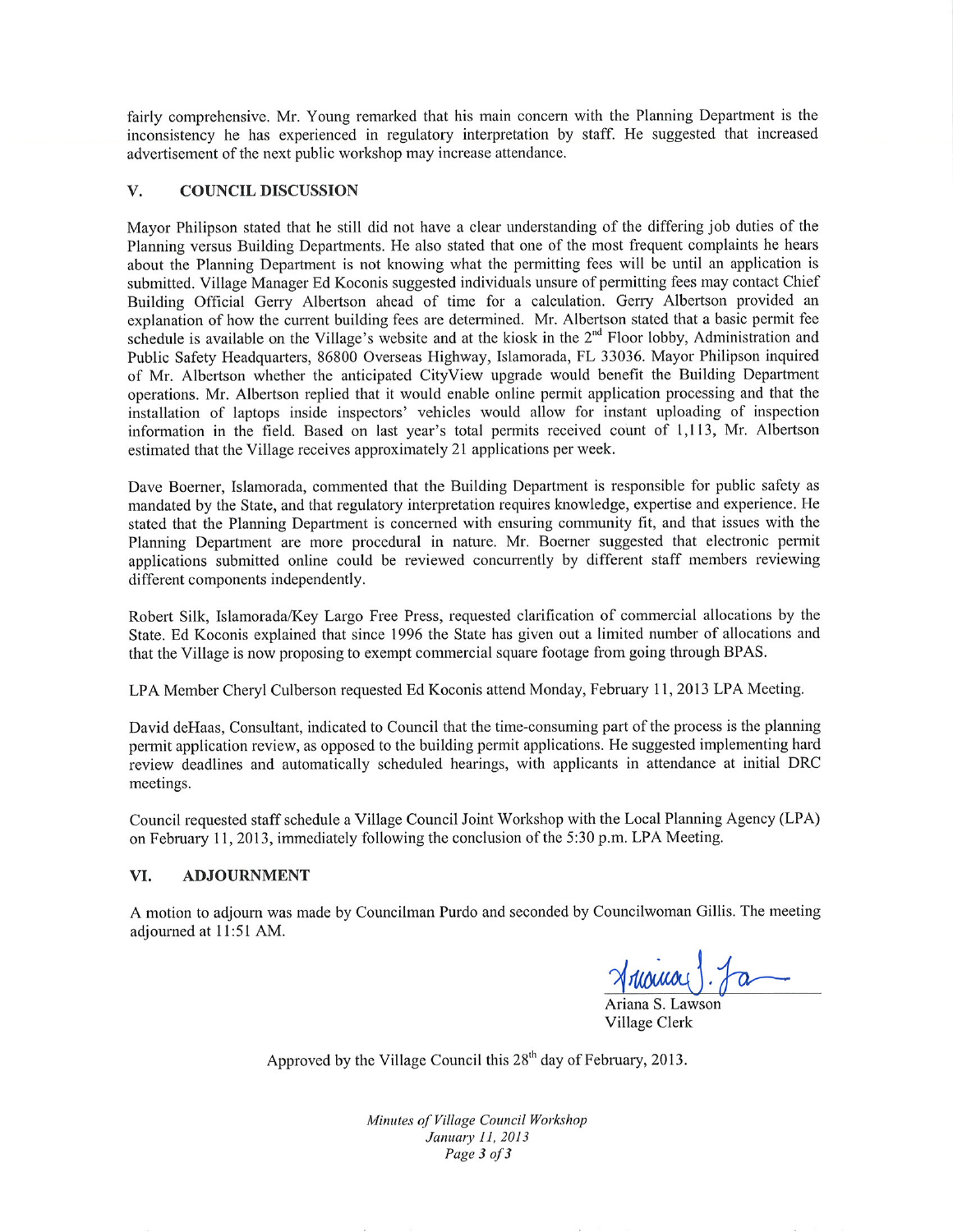fairly comprehensive. Mr. Young remarked that his main concern with the Planning Department is the inconsistency he has experienced in regulatory interpretation by staff. He suggested that increased advertisement of the next public workshop may increase attendance.

## V. COUNCIL DISCUSSION

Mayor Philipson stated that he still did not have a clear understanding of the differing job duties of the Planning versus Building Departments. He also stated that one of the most frequent complaints he hears about the Planning Department is not knowing what the permitting fees will be until an application is submitted. Village Manager Ed Koconis suggested individuals unsure of permitting fees may contact Chief Building Official Gerry Albertson ahead of time for a calculation. Gerry Albertson provided an explanation of how the current building fees are determined. Mr. Albertson stated that a basic permit fee schedule is available on the Village's website and at the kiosk in the 2nd Floor lobby, Administration and Public Safety Headquarters, 86800 Overseas Highway, Islamorada, FL 33036. Mayor Philipson inquired of Mr. Albertson whether the anticipated CityView upgrade would benefit the Building Department operations. Mr. Albertson replied that it would enable online permit application processing and that the installation of laptops inside inspectors' vehicles would allow for instant uploading of inspection information in the field. Based on last year's total permits received count of 1,113, Mr. Albertson estimated that the Village receives approximately 21 applications per week.

Dave Boerner, Islamorada, commented that the Building Department is responsible for public safety as mandated by the State, and that regulatory interpretation requires knowledge, expertise and experience. He stated that the Planning Department is concerned with ensuring community fit, and that issues with the Planning Department are more procedural in nature. Mr. Boerner suggested that electronic permit applications submitted online could be reviewed concurrently by different staff members reviewing different components independently.

Robert Silk, Islamorada/Key Largo Free Press, requested clarification of commercial allocations by the State. Ed Koconis explained that since 1996 the State has given out a limited number of allocations and that the Village is now proposing to exempt commercial square footage from going through BPAS.

LPA Member Cheryl Culberson requested Ed Koconis attend Monday, February 11, 2013 LPA Meeting.

David deHaas, Consultant, indicated to Council that the time-consuming part of the process is the planning permit application review, as opposed to the building permit applications. He suggested implementing hard review deadlines and automatically scheduled hearings, with applicants in attendance at initial DRC meetings.

Council requested staff schedule a Village Council Joint Workshop with the Local Planning Agency (LPA) on February 11, 2013, immediately following the conclusion of the 5:30 p.m. LPA Meeting.

## VI. ADJOURNMENT

A motion to adjourn was made by Councilman Purdo and seconded by Councilwoman Gillis. The meeting adjourned at 11:51 AM.

Ariana S. Lawson
Village Clerk

Approved by the Village Council this 28th day of February, 2013.